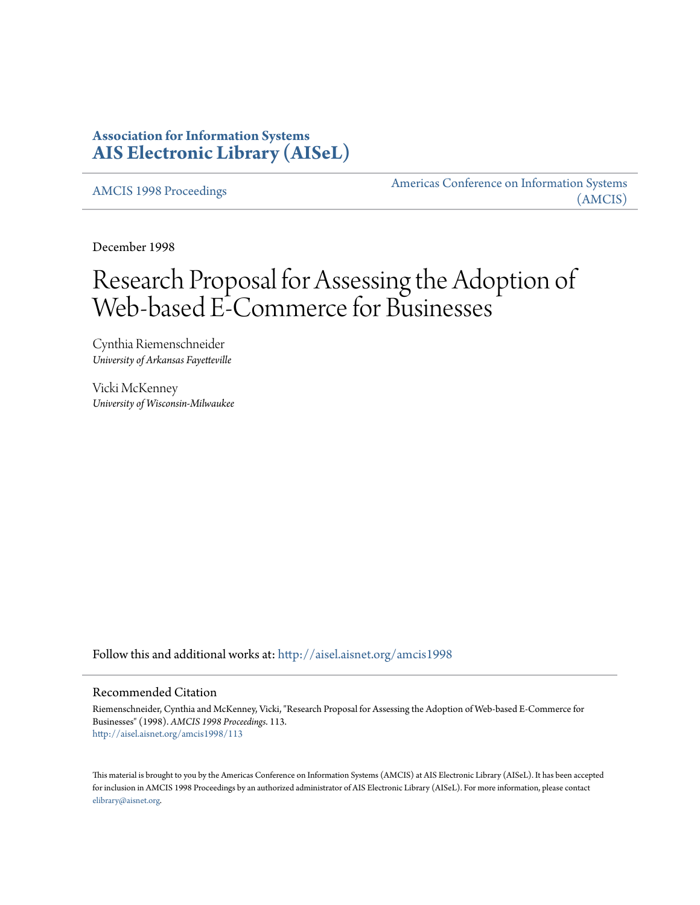**Association for Information Systems**
**AIS Electronic Library (AISeL)**

AMCIS 1998 Proceedings

Americas Conference on Information Systems (AMCIS)

December 1998

# Research Proposal for Assessing the Adoption of Web-based E-Commerce for Businesses

Cynthia Riemenschneider
*University of Arkansas Fayetteville*

Vicki McKenney
*University of Wisconsin-Milwaukee*

Follow this and additional works at: http://aisel.aisnet.org/amcis1998

## Recommended Citation

Riemenschneider, Cynthia and McKenney, Vicki, "Research Proposal for Assessing the Adoption of Web-based E-Commerce for Businesses" (1998). *AMCIS 1998 Proceedings*. 113.
http://aisel.aisnet.org/amcis1998/113

This material is brought to you by the Americas Conference on Information Systems (AMCIS) at AIS Electronic Library (AISeL). It has been accepted for inclusion in AMCIS 1998 Proceedings by an authorized administrator of AIS Electronic Library (AISeL). For more information, please contact elibrary@aisnet.org.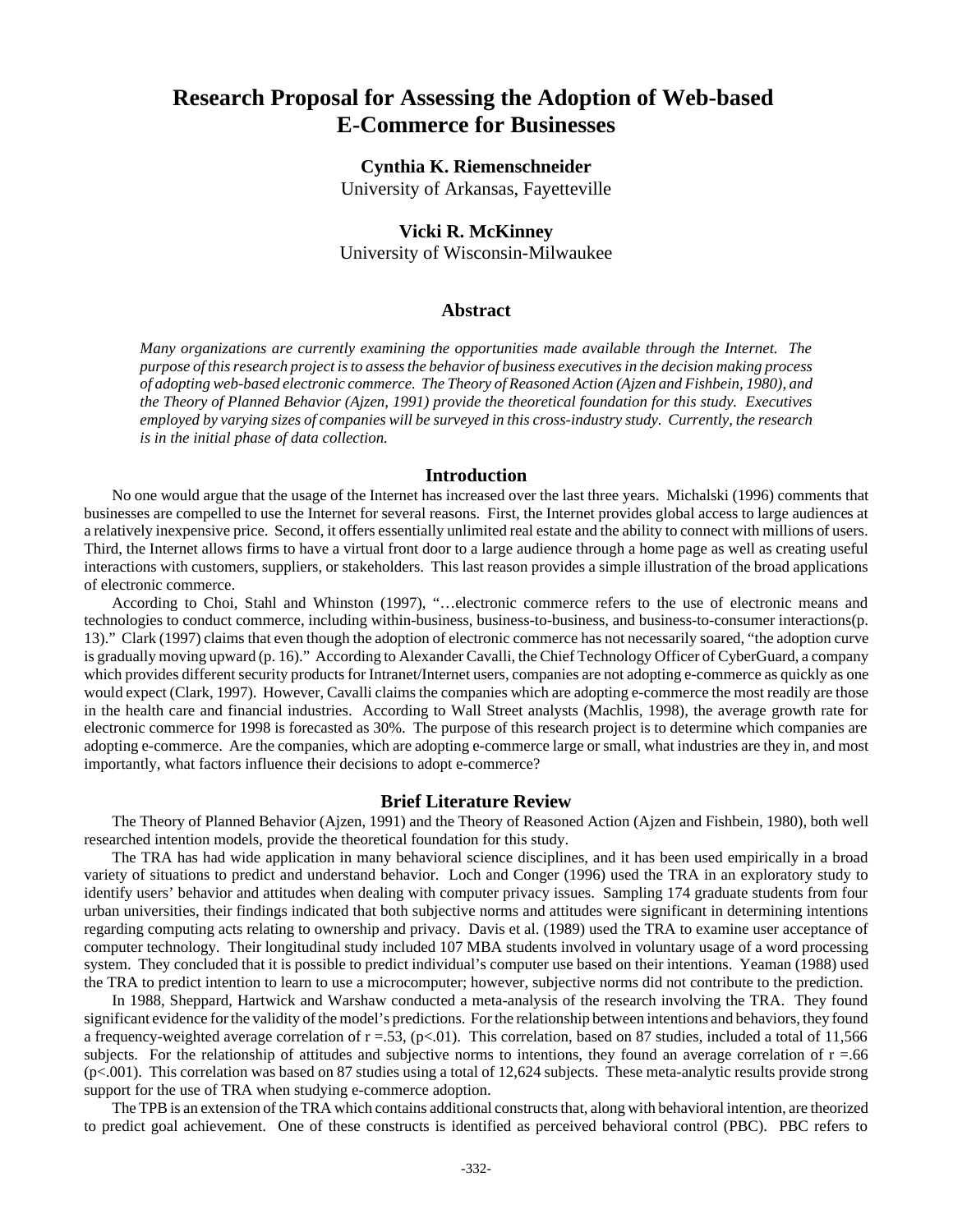# Research Proposal for Assessing the Adoption of Web-based E-Commerce for Businesses

**Cynthia K. Riemenschneider**
University of Arkansas, Fayetteville

**Vicki R. McKinney**
University of Wisconsin-Milwaukee

## Abstract

*Many organizations are currently examining the opportunities made available through the Internet. The purpose of this research project is to assess the behavior of business executives in the decision making process of adopting web-based electronic commerce. The Theory of Reasoned Action (Ajzen and Fishbein, 1980), and the Theory of Planned Behavior (Ajzen, 1991) provide the theoretical foundation for this study. Executives employed by varying sizes of companies will be surveyed in this cross-industry study. Currently, the research is in the initial phase of data collection.*

## Introduction

No one would argue that the usage of the Internet has increased over the last three years. Michalski (1996) comments that businesses are compelled to use the Internet for several reasons. First, the Internet provides global access to large audiences at a relatively inexpensive price. Second, it offers essentially unlimited real estate and the ability to connect with millions of users. Third, the Internet allows firms to have a virtual front door to a large audience through a home page as well as creating useful interactions with customers, suppliers, or stakeholders. This last reason provides a simple illustration of the broad applications of electronic commerce.

According to Choi, Stahl and Whinston (1997), "…electronic commerce refers to the use of electronic means and technologies to conduct commerce, including within-business, business-to-business, and business-to-consumer interactions(p. 13)." Clark (1997) claims that even though the adoption of electronic commerce has not necessarily soared, "the adoption curve is gradually moving upward (p. 16)." According to Alexander Cavalli, the Chief Technology Officer of CyberGuard, a company which provides different security products for Intranet/Internet users, companies are not adopting e-commerce as quickly as one would expect (Clark, 1997). However, Cavalli claims the companies which are adopting e-commerce the most readily are those in the health care and financial industries. According to Wall Street analysts (Machlis, 1998), the average growth rate for electronic commerce for 1998 is forecasted as 30%. The purpose of this research project is to determine which companies are adopting e-commerce. Are the companies, which are adopting e-commerce large or small, what industries are they in, and most importantly, what factors influence their decisions to adopt e-commerce?

## Brief Literature Review

The Theory of Planned Behavior (Ajzen, 1991) and the Theory of Reasoned Action (Ajzen and Fishbein, 1980), both well researched intention models, provide the theoretical foundation for this study.

The TRA has had wide application in many behavioral science disciplines, and it has been used empirically in a broad variety of situations to predict and understand behavior. Loch and Conger (1996) used the TRA in an exploratory study to identify users' behavior and attitudes when dealing with computer privacy issues. Sampling 174 graduate students from four urban universities, their findings indicated that both subjective norms and attitudes were significant in determining intentions regarding computing acts relating to ownership and privacy. Davis et al. (1989) used the TRA to examine user acceptance of computer technology. Their longitudinal study included 107 MBA students involved in voluntary usage of a word processing system. They concluded that it is possible to predict individual's computer use based on their intentions. Yeaman (1988) used the TRA to predict intention to learn to use a microcomputer; however, subjective norms did not contribute to the prediction.

In 1988, Sheppard, Hartwick and Warshaw conducted a meta-analysis of the research involving the TRA. They found significant evidence for the validity of the model's predictions. For the relationship between intentions and behaviors, they found a frequency-weighted average correlation of $r = .53$, ($p < .01$). This correlation, based on 87 studies, included a total of 11,566 subjects. For the relationship of attitudes and subjective norms to intentions, they found an average correlation of $r = .66$ ($p < .001$). This correlation was based on 87 studies using a total of 12,624 subjects. These meta-analytic results provide strong support for the use of TRA when studying e-commerce adoption.

The TPB is an extension of the TRA which contains additional constructs that, along with behavioral intention, are theorized to predict goal achievement. One of these constructs is identified as perceived behavioral control (PBC). PBC refers to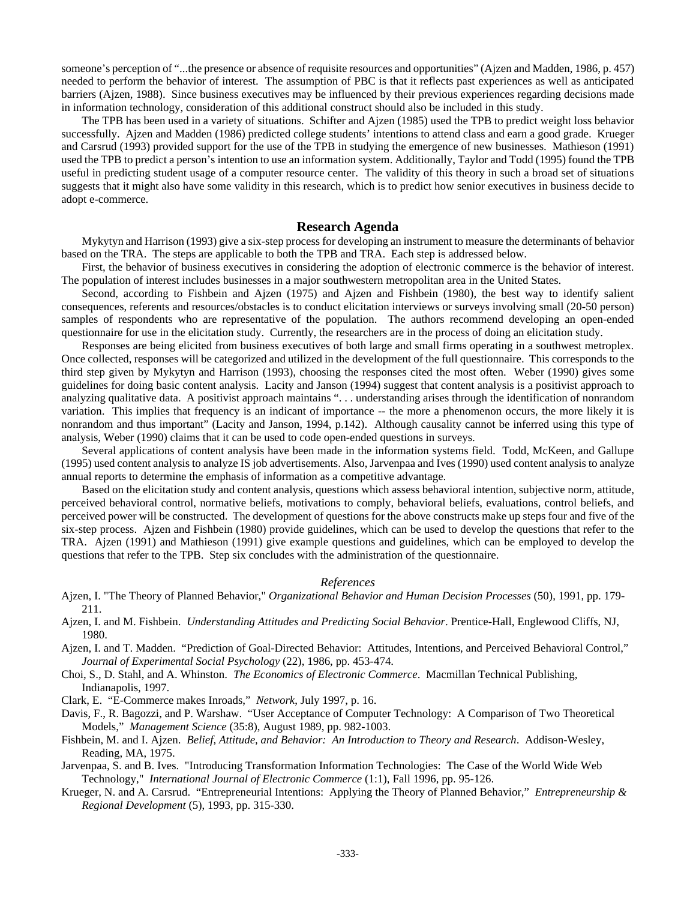someone's perception of "...the presence or absence of requisite resources and opportunities" (Ajzen and Madden, 1986, p. 457) needed to perform the behavior of interest. The assumption of PBC is that it reflects past experiences as well as anticipated barriers (Ajzen, 1988). Since business executives may be influenced by their previous experiences regarding decisions made in information technology, consideration of this additional construct should also be included in this study.

The TPB has been used in a variety of situations. Schifter and Ajzen (1985) used the TPB to predict weight loss behavior successfully. Ajzen and Madden (1986) predicted college students' intentions to attend class and earn a good grade. Krueger and Carsrud (1993) provided support for the use of the TPB in studying the emergence of new businesses. Mathieson (1991) used the TPB to predict a person's intention to use an information system. Additionally, Taylor and Todd (1995) found the TPB useful in predicting student usage of a computer resource center. The validity of this theory in such a broad set of situations suggests that it might also have some validity in this research, which is to predict how senior executives in business decide to adopt e-commerce.

## Research Agenda

Mykytyn and Harrison (1993) give a six-step process for developing an instrument to measure the determinants of behavior based on the TRA. The steps are applicable to both the TPB and TRA. Each step is addressed below.

First, the behavior of business executives in considering the adoption of electronic commerce is the behavior of interest. The population of interest includes businesses in a major southwestern metropolitan area in the United States.

Second, according to Fishbein and Ajzen (1975) and Ajzen and Fishbein (1980), the best way to identify salient consequences, referents and resources/obstacles is to conduct elicitation interviews or surveys involving small (20-50 person) samples of respondents who are representative of the population. The authors recommend developing an open-ended questionnaire for use in the elicitation study. Currently, the researchers are in the process of doing an elicitation study.

Responses are being elicited from business executives of both large and small firms operating in a southwest metroplex. Once collected, responses will be categorized and utilized in the development of the full questionnaire. This corresponds to the third step given by Mykytyn and Harrison (1993), choosing the responses cited the most often. Weber (1990) gives some guidelines for doing basic content analysis. Lacity and Janson (1994) suggest that content analysis is a positivist approach to analyzing qualitative data. A positivist approach maintains ". . . understanding arises through the identification of nonrandom variation. This implies that frequency is an indicant of importance -- the more a phenomenon occurs, the more likely it is nonrandom and thus important" (Lacity and Janson, 1994, p.142). Although causality cannot be inferred using this type of analysis, Weber (1990) claims that it can be used to code open-ended questions in surveys.

Several applications of content analysis have been made in the information systems field. Todd, McKeen, and Gallupe (1995) used content analysis to analyze IS job advertisements. Also, Jarvenpaa and Ives (1990) used content analysis to analyze annual reports to determine the emphasis of information as a competitive advantage.

Based on the elicitation study and content analysis, questions which assess behavioral intention, subjective norm, attitude, perceived behavioral control, normative beliefs, motivations to comply, behavioral beliefs, evaluations, control beliefs, and perceived power will be constructed. The development of questions for the above constructs make up steps four and five of the six-step process. Ajzen and Fishbein (1980) provide guidelines, which can be used to develop the questions that refer to the TRA. Ajzen (1991) and Mathieson (1991) give example questions and guidelines, which can be employed to develop the questions that refer to the TPB. Step six concludes with the administration of the questionnaire.

### *References*

Ajzen, I. "The Theory of Planned Behavior," *Organizational Behavior and Human Decision Processes* (50), 1991, pp. 179-211.

Ajzen, I. and M. Fishbein. *Understanding Attitudes and Predicting Social Behavior*. Prentice-Hall, Englewood Cliffs, NJ, 1980.

Ajzen, I. and T. Madden. "Prediction of Goal-Directed Behavior: Attitudes, Intentions, and Perceived Behavioral Control," *Journal of Experimental Social Psychology* (22), 1986, pp. 453-474.

Choi, S., D. Stahl, and A. Whinston. *The Economics of Electronic Commerce*. Macmillan Technical Publishing, Indianapolis, 1997.

Clark, E. "E-Commerce makes Inroads," *Network*, July 1997, p. 16.

Davis, F., R. Bagozzi, and P. Warshaw. "User Acceptance of Computer Technology: A Comparison of Two Theoretical Models," *Management Science* (35:8), August 1989, pp. 982-1003.

Fishbein, M. and I. Ajzen. *Belief, Attitude, and Behavior: An Introduction to Theory and Research*. Addison-Wesley, Reading, MA, 1975.

Jarvenpaa, S. and B. Ives. "Introducing Transformation Information Technologies: The Case of the World Wide Web Technology," *International Journal of Electronic Commerce* (1:1), Fall 1996, pp. 95-126.

Krueger, N. and A. Carsrud. "Entrepreneurial Intentions: Applying the Theory of Planned Behavior," *Entrepreneurship & Regional Development* (5), 1993, pp. 315-330.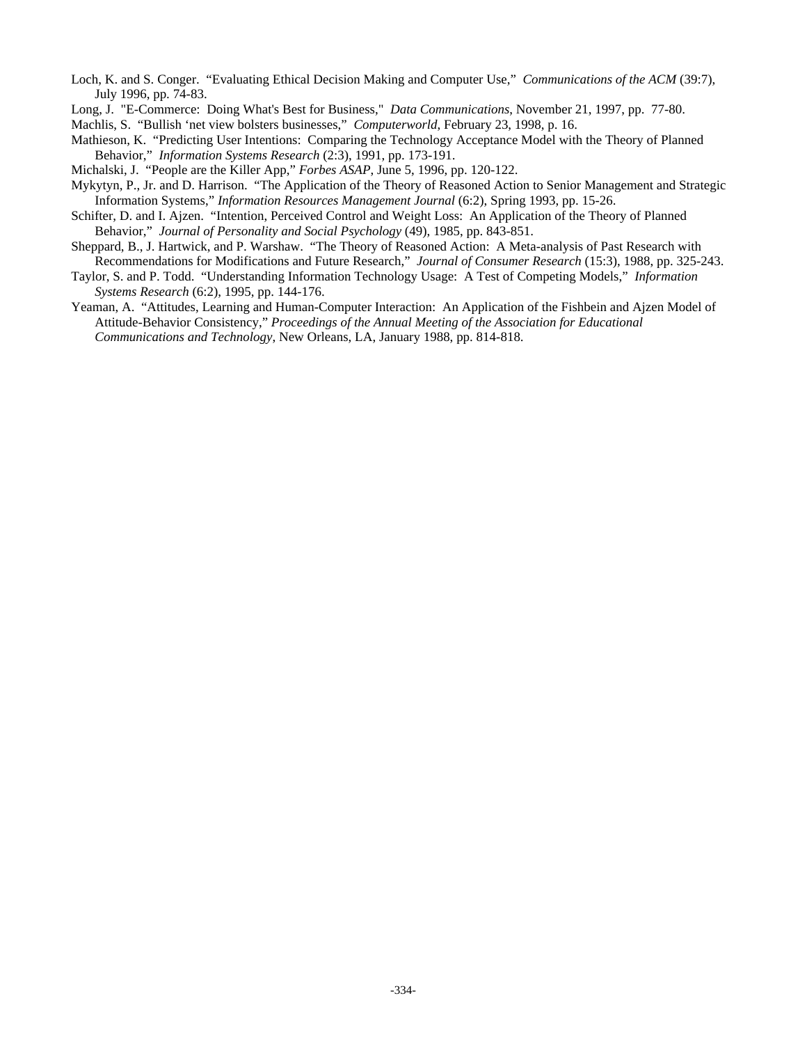Loch, K. and S. Conger. "Evaluating Ethical Decision Making and Computer Use," *Communications of the ACM* (39:7), July 1996, pp. 74-83.

Long, J. "E-Commerce: Doing What's Best for Business," *Data Communications*, November 21, 1997, pp. 77-80.

Machlis, S. "Bullish 'net view bolsters businesses," *Computerworld*, February 23, 1998, p. 16.

Mathieson, K. "Predicting User Intentions: Comparing the Technology Acceptance Model with the Theory of Planned Behavior," *Information Systems Research* (2:3), 1991, pp. 173-191.

Michalski, J. "People are the Killer App," *Forbes ASAP*, June 5, 1996, pp. 120-122.

Mykytyn, P., Jr. and D. Harrison. "The Application of the Theory of Reasoned Action to Senior Management and Strategic Information Systems," *Information Resources Management Journal* (6:2), Spring 1993, pp. 15-26.

Schifter, D. and I. Ajzen. "Intention, Perceived Control and Weight Loss: An Application of the Theory of Planned Behavior," *Journal of Personality and Social Psychology* (49), 1985, pp. 843-851.

Sheppard, B., J. Hartwick, and P. Warshaw. "The Theory of Reasoned Action: A Meta-analysis of Past Research with Recommendations for Modifications and Future Research," *Journal of Consumer Research* (15:3), 1988, pp. 325-243.

Taylor, S. and P. Todd. "Understanding Information Technology Usage: A Test of Competing Models," *Information Systems Research* (6:2), 1995, pp. 144-176.

Yeaman, A. "Attitudes, Learning and Human-Computer Interaction: An Application of the Fishbein and Ajzen Model of Attitude-Behavior Consistency," *Proceedings of the Annual Meeting of the Association for Educational Communications and Technology*, New Orleans, LA, January 1988, pp. 814-818.